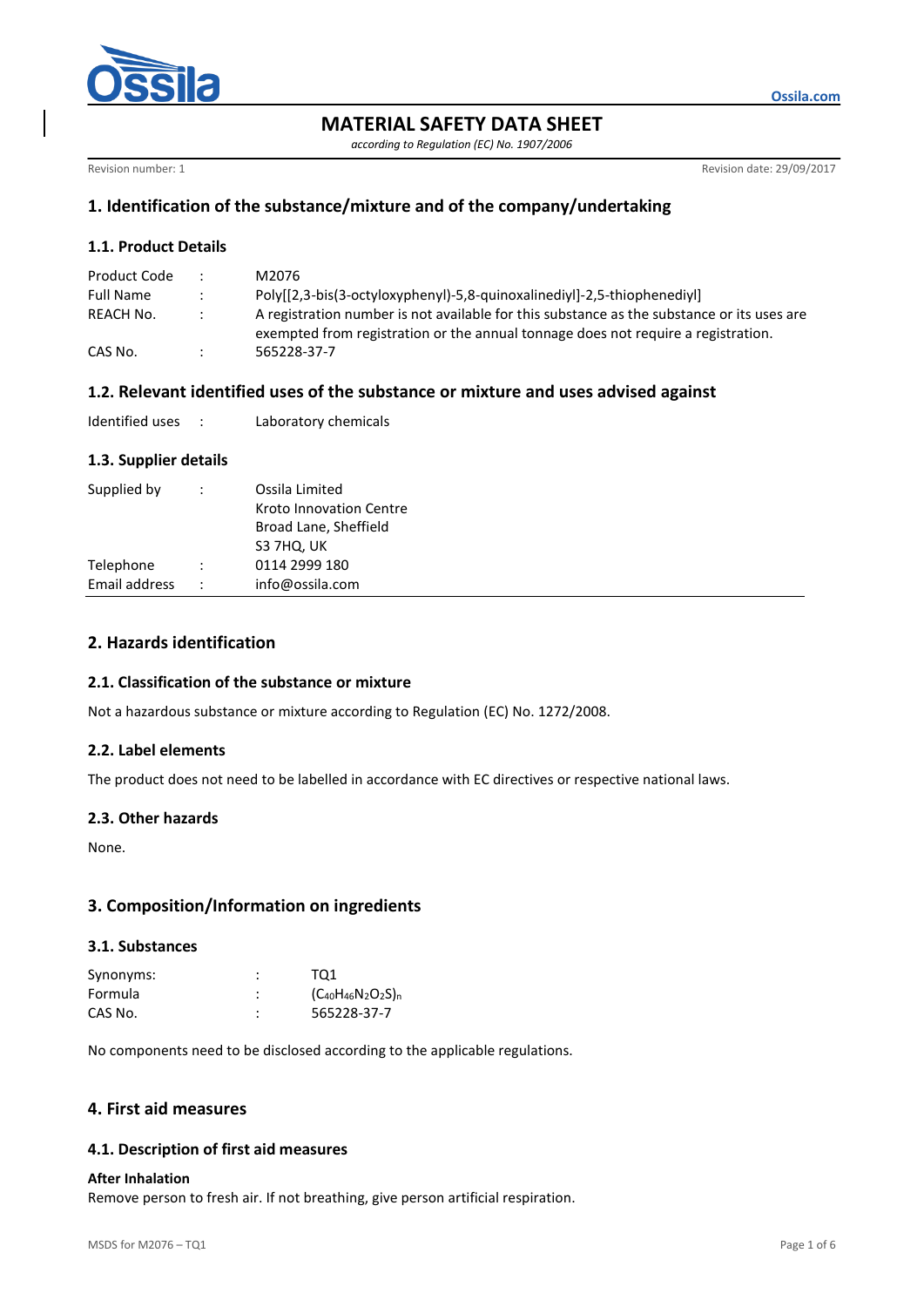# MATERIAL SAFETY DATA SHEET

*according to Regulation (EC) No. 1907/2006*

Revision number: 1 Revision date: 29/09/2017

## 1. Identification of the substance/mixture and of the company/undertaking

### 1.1. Product Details

| | | |
|---|---|---|
| Product Code | : | M2076 |
| Full Name | : | Poly[[2,3-bis(3-octyloxyphenyl)-5,8-quinoxalinediyl]-2,5-thiophenediyl] |
| REACH No. | : | A registration number is not available for this substance as the substance or its uses are exempted from registration or the annual tonnage does not require a registration. |
| CAS No. | : | 565228-37-7 |

## 1.2. Relevant identified uses of the substance or mixture and uses advised against

| | | |
|---|---|---|
| Identified uses | : | Laboratory chemicals |

### 1.3. Supplier details

| | | |
|---|---|---|
| Supplied by | : | Ossila Limited<br>Kroto Innovation Centre<br>Broad Lane, Sheffield<br>S3 7HQ, UK |
| Telephone | : | 0114 2999 180 |
| Email address | : | info@ossila.com |

## 2. Hazards identification

### 2.1. Classification of the substance or mixture

Not a hazardous substance or mixture according to Regulation (EC) No. 1272/2008.

### 2.2. Label elements

The product does not need to be labelled in accordance with EC directives or respective national laws.

### 2.3. Other hazards

None.

## 3. Composition/Information on ingredients

### 3.1. Substances

| | | |
|---|---|---|
| Synonyms: | : | TQ1 |
| Formula | : | $(C_{40}H_{46}N_2O_2S)_n$ |
| CAS No. | : | 565228-37-7 |

No components need to be disclosed according to the applicable regulations.

## 4. First aid measures

### 4.1. Description of first aid measures

**After Inhalation**

Remove person to fresh air. If not breathing, give person artificial respiration.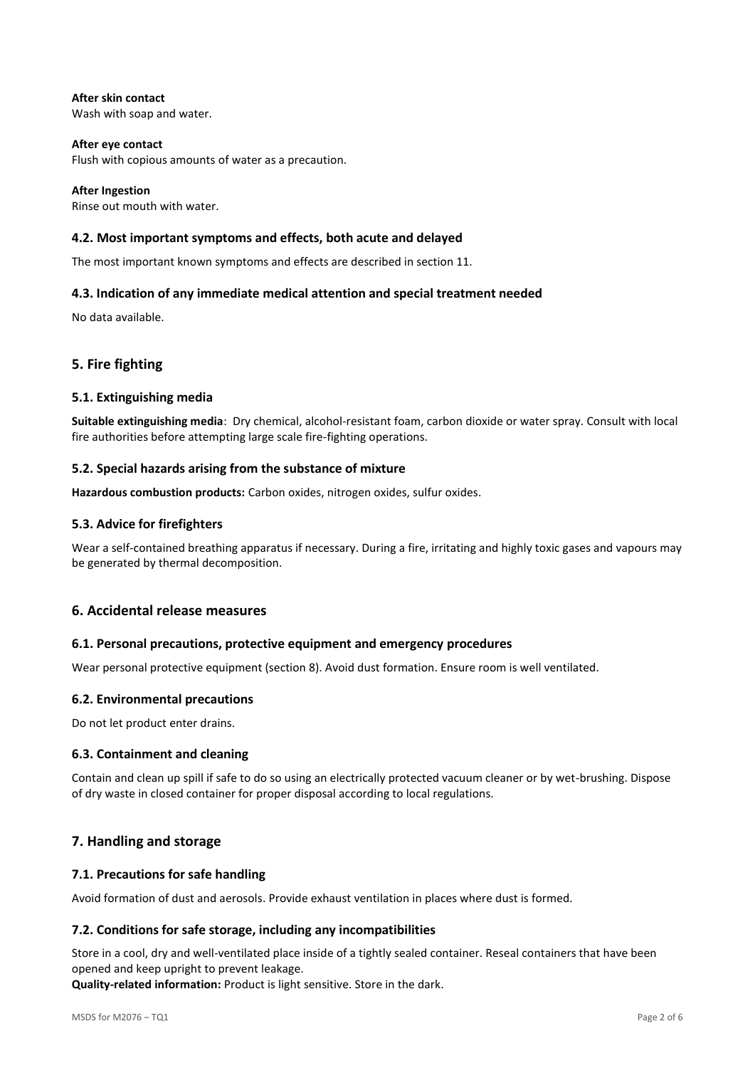**After skin contact**
Wash with soap and water.

**After eye contact**
Flush with copious amounts of water as a precaution.

**After Ingestion**
Rinse out mouth with water.

### 4.2. Most important symptoms and effects, both acute and delayed

The most important known symptoms and effects are described in section 11.

### 4.3. Indication of any immediate medical attention and special treatment needed

No data available.

## 5. Fire fighting

### 5.1. Extinguishing media

**Suitable extinguishing media**: Dry chemical, alcohol-resistant foam, carbon dioxide or water spray. Consult with local fire authorities before attempting large scale fire-fighting operations.

### 5.2. Special hazards arising from the substance of mixture

**Hazardous combustion products:** Carbon oxides, nitrogen oxides, sulfur oxides.

### 5.3. Advice for firefighters

Wear a self-contained breathing apparatus if necessary. During a fire, irritating and highly toxic gases and vapours may be generated by thermal decomposition.

## 6. Accidental release measures

### 6.1. Personal precautions, protective equipment and emergency procedures

Wear personal protective equipment (section 8). Avoid dust formation. Ensure room is well ventilated.

### 6.2. Environmental precautions

Do not let product enter drains.

### 6.3. Containment and cleaning

Contain and clean up spill if safe to do so using an electrically protected vacuum cleaner or by wet-brushing. Dispose of dry waste in closed container for proper disposal according to local regulations.

## 7. Handling and storage

### 7.1. Precautions for safe handling

Avoid formation of dust and aerosols. Provide exhaust ventilation in places where dust is formed.

### 7.2. Conditions for safe storage, including any incompatibilities

Store in a cool, dry and well-ventilated place inside of a tightly sealed container. Reseal containers that have been opened and keep upright to prevent leakage.
**Quality-related information:** Product is light sensitive. Store in the dark.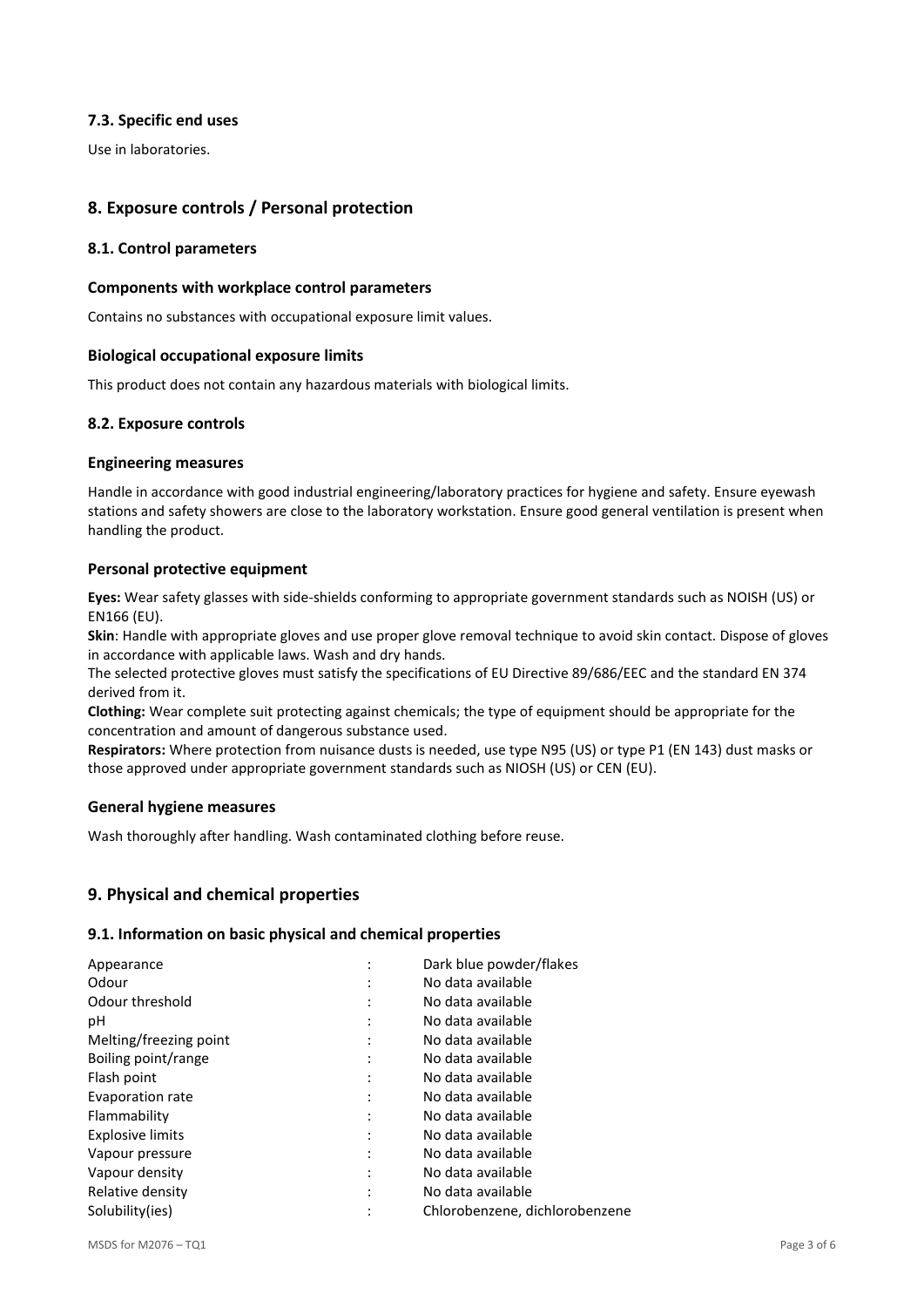### 7.3. Specific end uses

Use in laboratories.

## 8. Exposure controls / Personal protection

### 8.1. Control parameters

#### Components with workplace control parameters

Contains no substances with occupational exposure limit values.

#### Biological occupational exposure limits

This product does not contain any hazardous materials with biological limits.

### 8.2. Exposure controls

#### Engineering measures

Handle in accordance with good industrial engineering/laboratory practices for hygiene and safety. Ensure eyewash stations and safety showers are close to the laboratory workstation. Ensure good general ventilation is present when handling the product.

#### Personal protective equipment

**Eyes:** Wear safety glasses with side-shields conforming to appropriate government standards such as NOISH (US) or EN166 (EU).
**Skin**: Handle with appropriate gloves and use proper glove removal technique to avoid skin contact. Dispose of gloves in accordance with applicable laws. Wash and dry hands.
The selected protective gloves must satisfy the specifications of EU Directive 89/686/EEC and the standard EN 374 derived from it.
**Clothing:** Wear complete suit protecting against chemicals; the type of equipment should be appropriate for the concentration and amount of dangerous substance used.
**Respirators:** Where protection from nuisance dusts is needed, use type N95 (US) or type P1 (EN 143) dust masks or those approved under appropriate government standards such as NIOSH (US) or CEN (EU).

#### General hygiene measures

Wash thoroughly after handling. Wash contaminated clothing before reuse.

## 9. Physical and chemical properties

### 9.1. Information on basic physical and chemical properties

| | | |
|---|---|---|
| Appearance | : | Dark blue powder/flakes |
| Odour | : | No data available |
| Odour threshold | : | No data available |
| pH | : | No data available |
| Melting/freezing point | : | No data available |
| Boiling point/range | : | No data available |
| Flash point | : | No data available |
| Evaporation rate | : | No data available |
| Flammability | : | No data available |
| Explosive limits | : | No data available |
| Vapour pressure | : | No data available |
| Vapour density | : | No data available |
| Relative density | : | No data available |
| Solubility(ies) | : | Chlorobenzene, dichlorobenzene |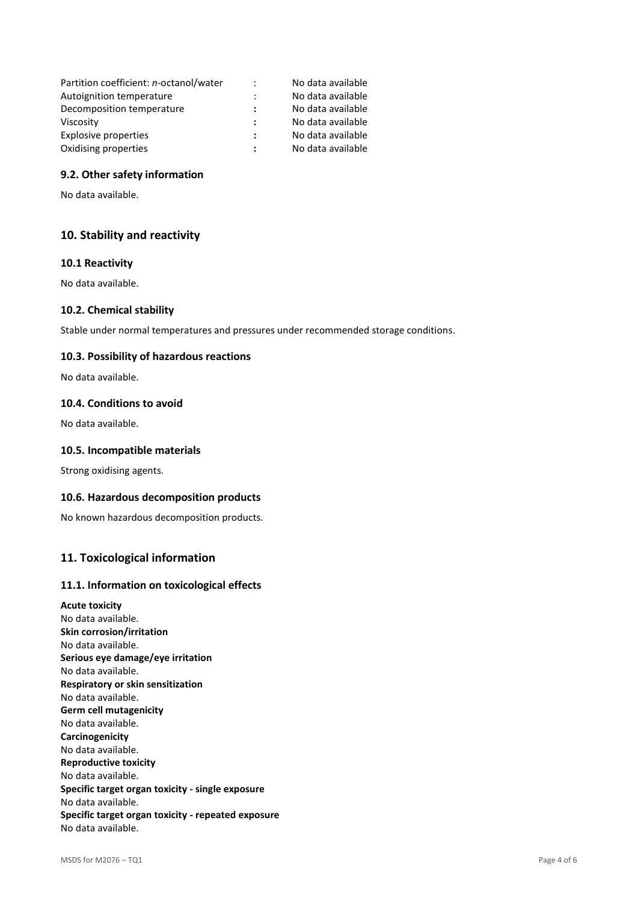| | | |
|---|---|---|
| Partition coefficient: *n*-octanol/water | : | No data available |
| Autoignition temperature | : | No data available |
| Decomposition temperature | : | No data available |
| Viscosity | : | No data available |
| Explosive properties | : | No data available |
| Oxidising properties | : | No data available |

### 9.2. Other safety information

No data available.

## 10. Stability and reactivity

### 10.1 Reactivity

No data available.

### 10.2. Chemical stability

Stable under normal temperatures and pressures under recommended storage conditions.

### 10.3. Possibility of hazardous reactions

No data available.

### 10.4. Conditions to avoid

No data available.

### 10.5. Incompatible materials

Strong oxidising agents.

### 10.6. Hazardous decomposition products

No known hazardous decomposition products.

## 11. Toxicological information

### 11.1. Information on toxicological effects

**Acute toxicity**
No data available.
**Skin corrosion/irritation**
No data available.
**Serious eye damage/eye irritation**
No data available.
**Respiratory or skin sensitization**
No data available.
**Germ cell mutagenicity**
No data available.
**Carcinogenicity**
No data available.
**Reproductive toxicity**
No data available.
**Specific target organ toxicity - single exposure**
No data available.
**Specific target organ toxicity - repeated exposure**
No data available.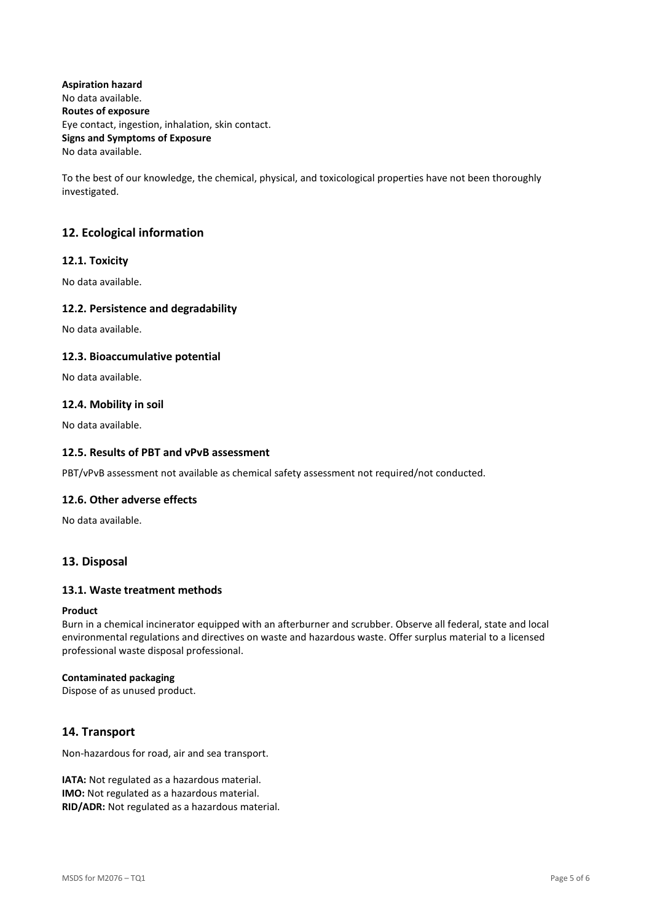**Aspiration hazard**
No data available.
**Routes of exposure**
Eye contact, ingestion, inhalation, skin contact.
**Signs and Symptoms of Exposure**
No data available.

To the best of our knowledge, the chemical, physical, and toxicological properties have not been thoroughly investigated.

## 12. Ecological information

### 12.1. Toxicity

No data available.

### 12.2. Persistence and degradability

No data available.

### 12.3. Bioaccumulative potential

No data available.

### 12.4. Mobility in soil

No data available.

### 12.5. Results of PBT and vPvB assessment

PBT/vPvB assessment not available as chemical safety assessment not required/not conducted.

### 12.6. Other adverse effects

No data available.

## 13. Disposal

### 13.1. Waste treatment methods

**Product**
Burn in a chemical incinerator equipped with an afterburner and scrubber. Observe all federal, state and local environmental regulations and directives on waste and hazardous waste. Offer surplus material to a licensed professional waste disposal professional.

**Contaminated packaging**
Dispose of as unused product.

## 14. Transport

Non-hazardous for road, air and sea transport.

**IATA:** Not regulated as a hazardous material.
**IMO:** Not regulated as a hazardous material.
**RID/ADR:** Not regulated as a hazardous material.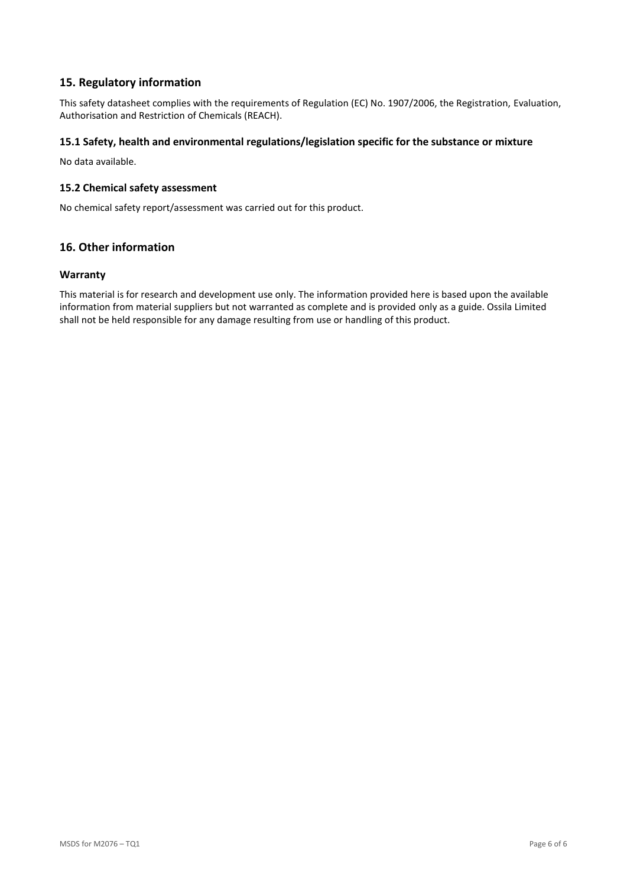## 15. Regulatory information

This safety datasheet complies with the requirements of Regulation (EC) No. 1907/2006, the Registration, Evaluation, Authorisation and Restriction of Chemicals (REACH).

### 15.1 Safety, health and environmental regulations/legislation specific for the substance or mixture

No data available.

### 15.2 Chemical safety assessment

No chemical safety report/assessment was carried out for this product.

## 16. Other information

### Warranty

This material is for research and development use only. The information provided here is based upon the available information from material suppliers but not warranted as complete and is provided only as a guide. Ossila Limited shall not be held responsible for any damage resulting from use or handling of this product.